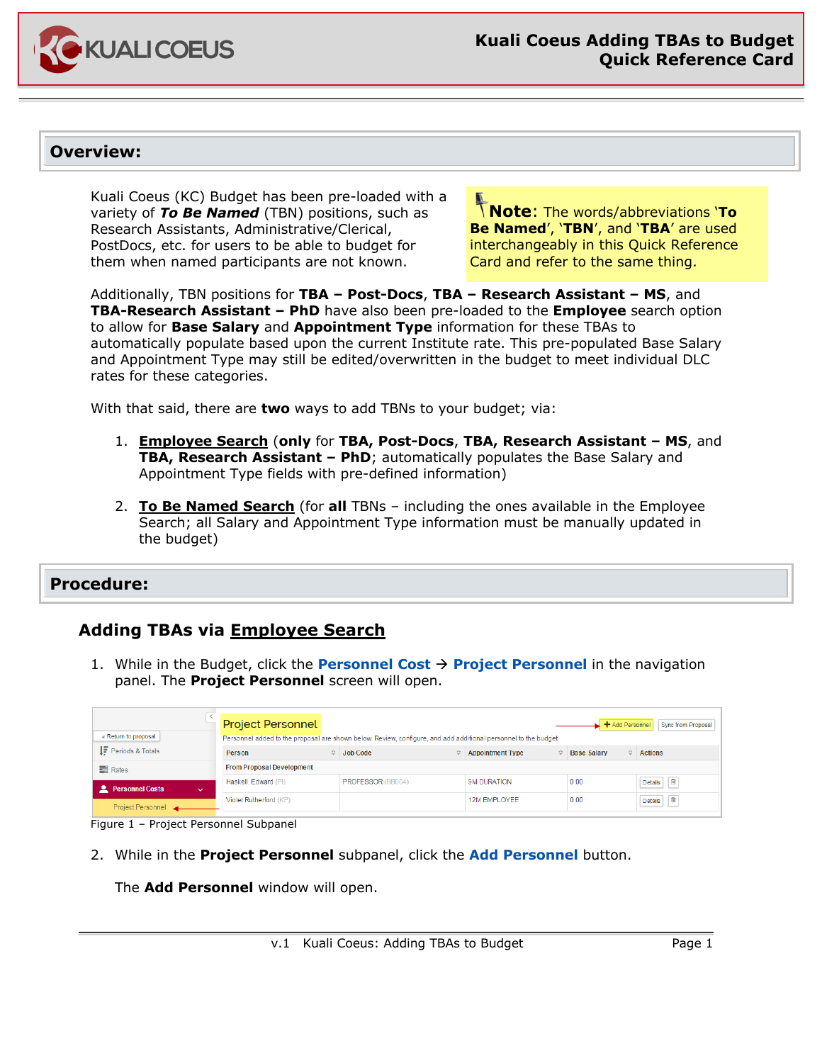# Kuali Coeus Adding TBAs to Budget Quick Reference Card

## Overview:

Kuali Coeus (KC) Budget has been pre-loaded with a variety of ***To Be Named*** (TBN) positions, such as Research Assistants, Administrative/Clerical, PostDocs, etc. for users to be able to budget for them when named participants are not known.

**Note**: The words/abbreviations '**To Be Named**', '**TBN**', and '**TBA**' are used interchangeably in this Quick Reference Card and refer to the same thing.

Additionally, TBN positions for **TBA – Post-Docs**, **TBA – Research Assistant – MS**, and **TBA-Research Assistant – PhD** have also been pre-loaded to the **Employee** search option to allow for **Base Salary** and **Appointment Type** information for these TBAs to automatically populate based upon the current Institute rate. This pre-populated Base Salary and Appointment Type may still be edited/overwritten in the budget to meet individual DLC rates for these categories.

With that said, there are **two** ways to add TBNs to your budget; via:

1. **Employee Search** (**only** for **TBA, Post-Docs**, **TBA, Research Assistant – MS**, and **TBA, Research Assistant – PhD**; automatically populates the Base Salary and Appointment Type fields with pre-defined information)

2. **To Be Named Search** (for **all** TBNs – including the ones available in the Employee Search; all Salary and Appointment Type information must be manually updated in the budget)

## Procedure:

### Adding TBAs via Employee Search

1. While in the Budget, click the **Personnel Cost** → **Project Personnel** in the navigation panel. The **Project Personnel** screen will open.

Figure 1 – Project Personnel Subpanel

2. While in the **Project Personnel** subpanel, click the **Add Personnel** button.

   The **Add Personnel** window will open.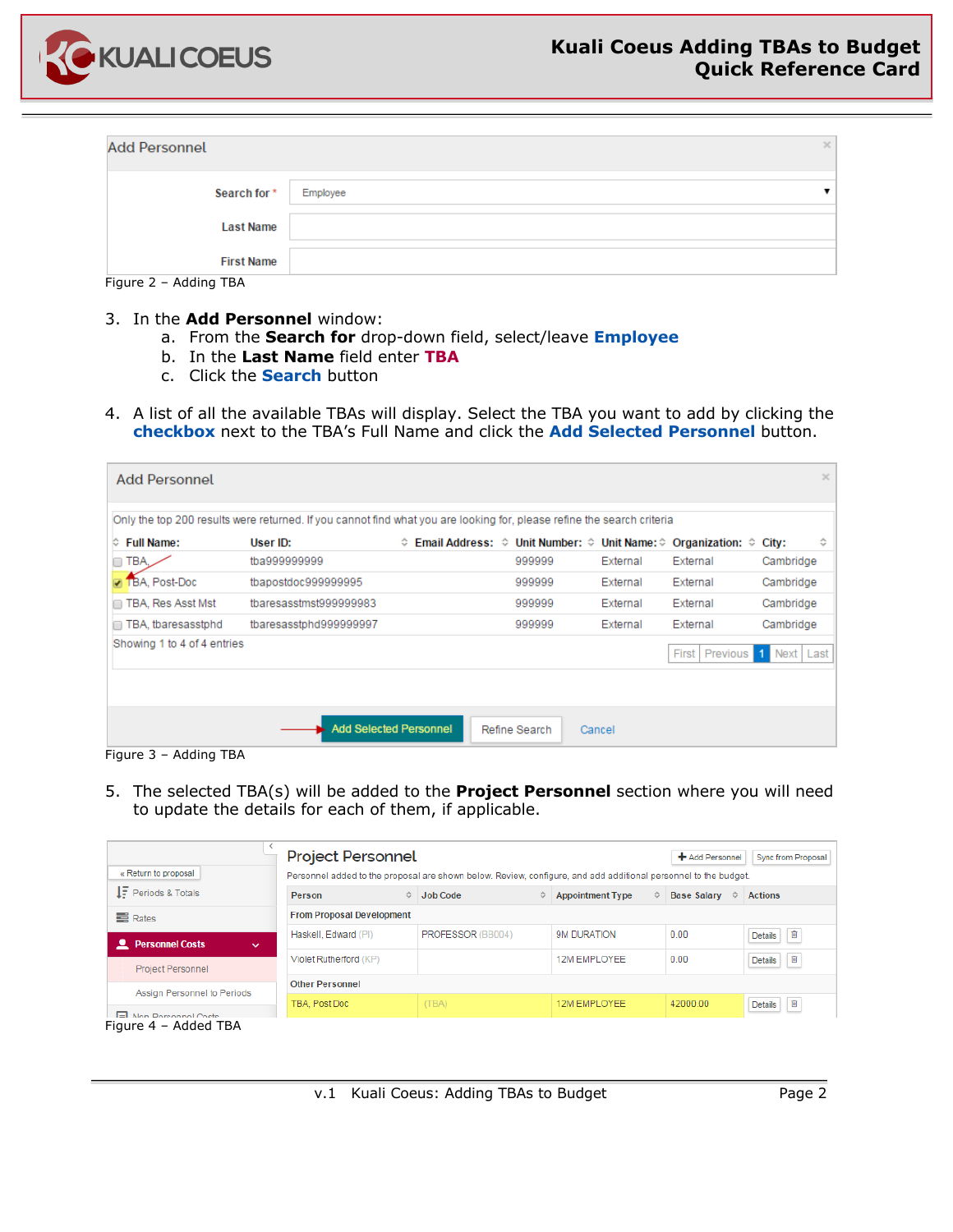Figure 2 – Adding TBA

3. In the **Add Personnel** window:
   a. From the **Search for** drop-down field, select/leave **Employee**
   b. In the **Last Name** field enter **TBA**
   c. Click the **Search** button

4. A list of all the available TBAs will display. Select the TBA you want to add by clicking the **checkbox** next to the TBA's Full Name and click the **Add Selected Personnel** button.

Figure 3 – Adding TBA

5. The selected TBA(s) will be added to the **Project Personnel** section where you will need to update the details for each of them, if applicable.

Figure 4 – Added TBA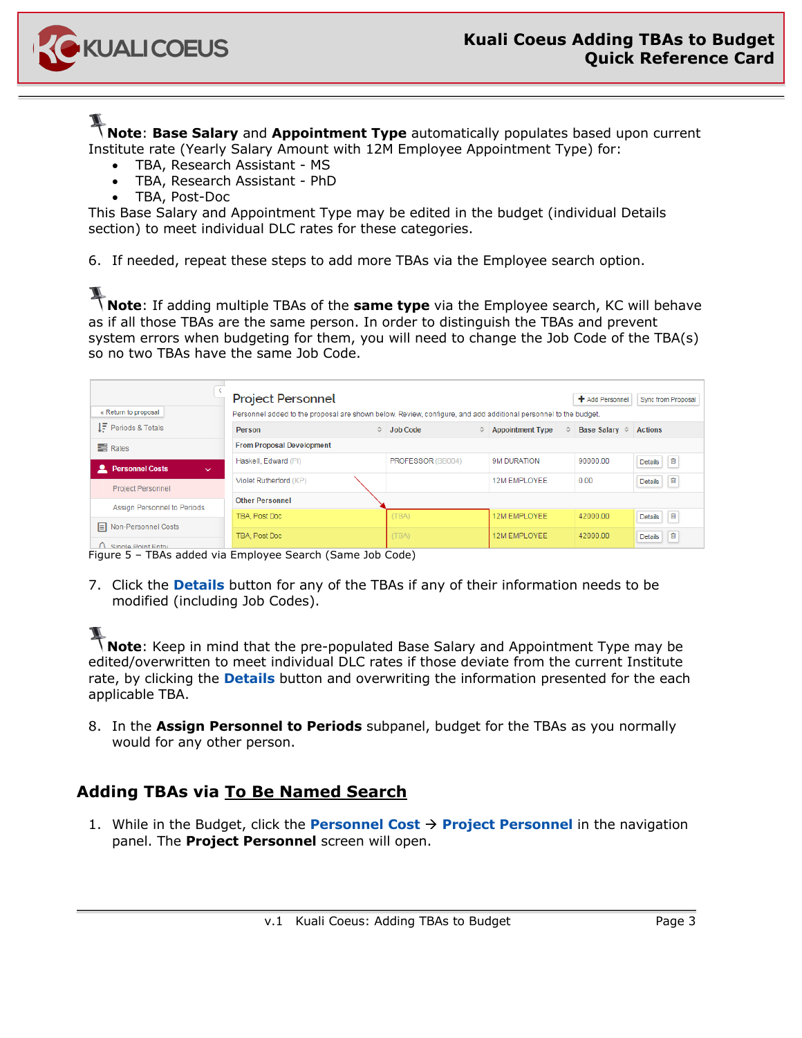**Note**: **Base Salary** and **Appointment Type** automatically populates based upon current Institute rate (Yearly Salary Amount with 12M Employee Appointment Type) for:

- TBA, Research Assistant - MS
- TBA, Research Assistant - PhD
- TBA, Post-Doc

This Base Salary and Appointment Type may be edited in the budget (individual Details section) to meet individual DLC rates for these categories.

6. If needed, repeat these steps to add more TBAs via the Employee search option.

**Note**: If adding multiple TBAs of the **same type** via the Employee search, KC will behave as if all those TBAs are the same person. In order to distinguish the TBAs and prevent system errors when budgeting for them, you will need to change the Job Code of the TBA(s) so no two TBAs have the same Job Code.

Figure 5 – TBAs added via Employee Search (Same Job Code)

7. Click the **Details** button for any of the TBAs if any of their information needs to be modified (including Job Codes).

**Note**: Keep in mind that the pre-populated Base Salary and Appointment Type may be edited/overwritten to meet individual DLC rates if those deviate from the current Institute rate, by clicking the **Details** button and overwriting the information presented for the each applicable TBA.

8. In the **Assign Personnel to Periods** subpanel, budget for the TBAs as you normally would for any other person.

## Adding TBAs via To Be Named Search

1. While in the Budget, click the **Personnel Cost** → **Project Personnel** in the navigation panel. The **Project Personnel** screen will open.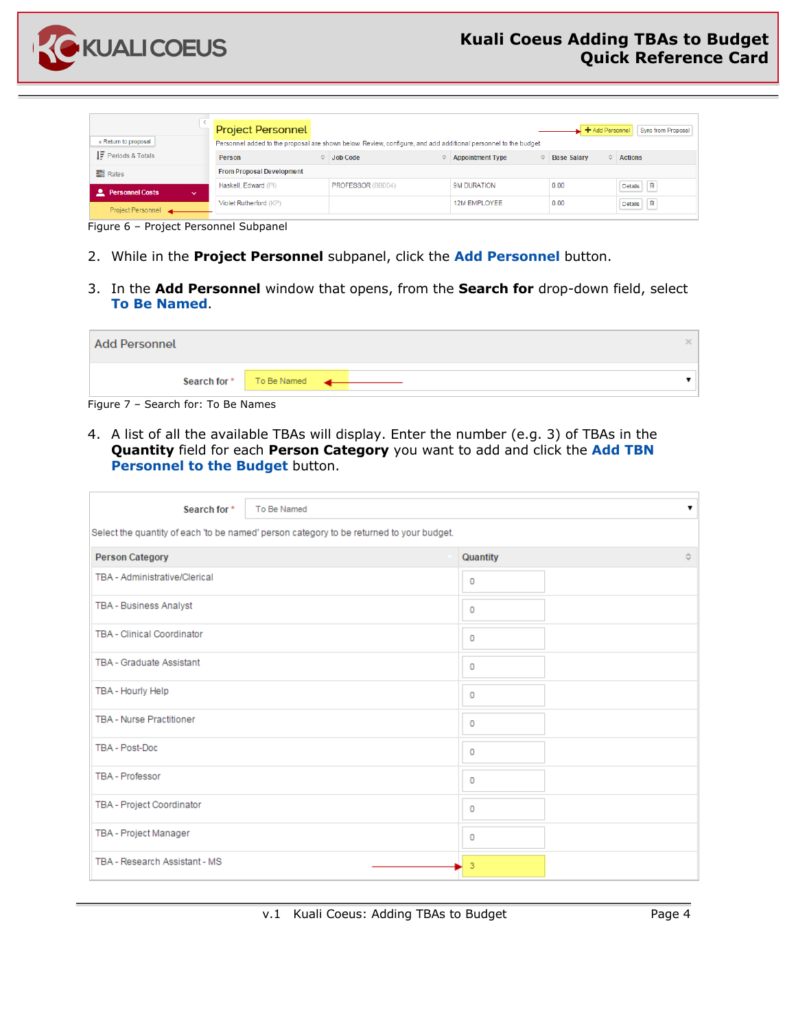Figure 6 – Project Personnel Subpanel

2. While in the **Project Personnel** subpanel, click the **Add Personnel** button.

3. In the **Add Personnel** window that opens, from the **Search for** drop-down field, select **To Be Named**.

Figure 7 – Search for: To Be Names

4. A list of all the available TBAs will display. Enter the number (e.g. 3) of TBAs in the **Quantity** field for each **Person Category** you want to add and click the **Add TBN Personnel to the Budget** button.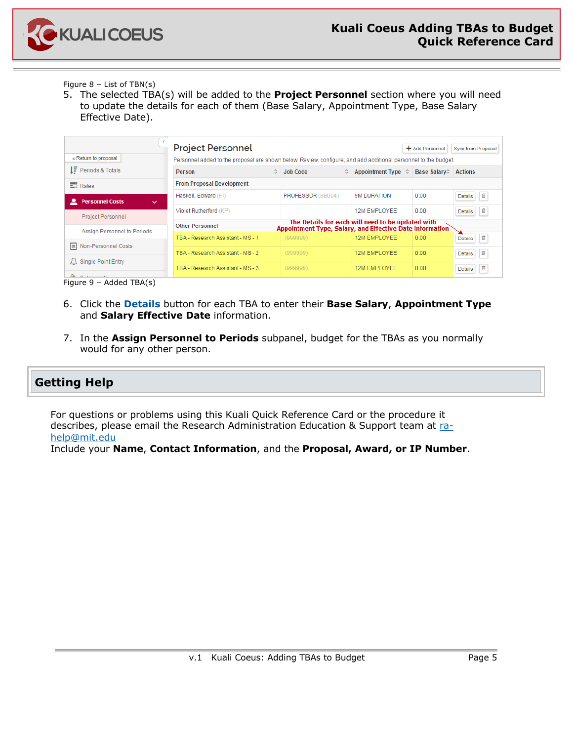Figure 8 – List of TBN(s)

5. The selected TBA(s) will be added to the **Project Personnel** section where you will need to update the details for each of them (Base Salary, Appointment Type, Base Salary Effective Date).

Figure 9 – Added TBA(s)

6. Click the **Details** button for each TBA to enter their **Base Salary**, **Appointment Type** and **Salary Effective Date** information.

7. In the **Assign Personnel to Periods** subpanel, budget for the TBAs as you normally would for any other person.

## Getting Help

For questions or problems using this Kuali Quick Reference Card or the procedure it describes, please email the Research Administration Education & Support team at ra-help@mit.edu

Include your **Name**, **Contact Information**, and the **Proposal, Award, or IP Number**.